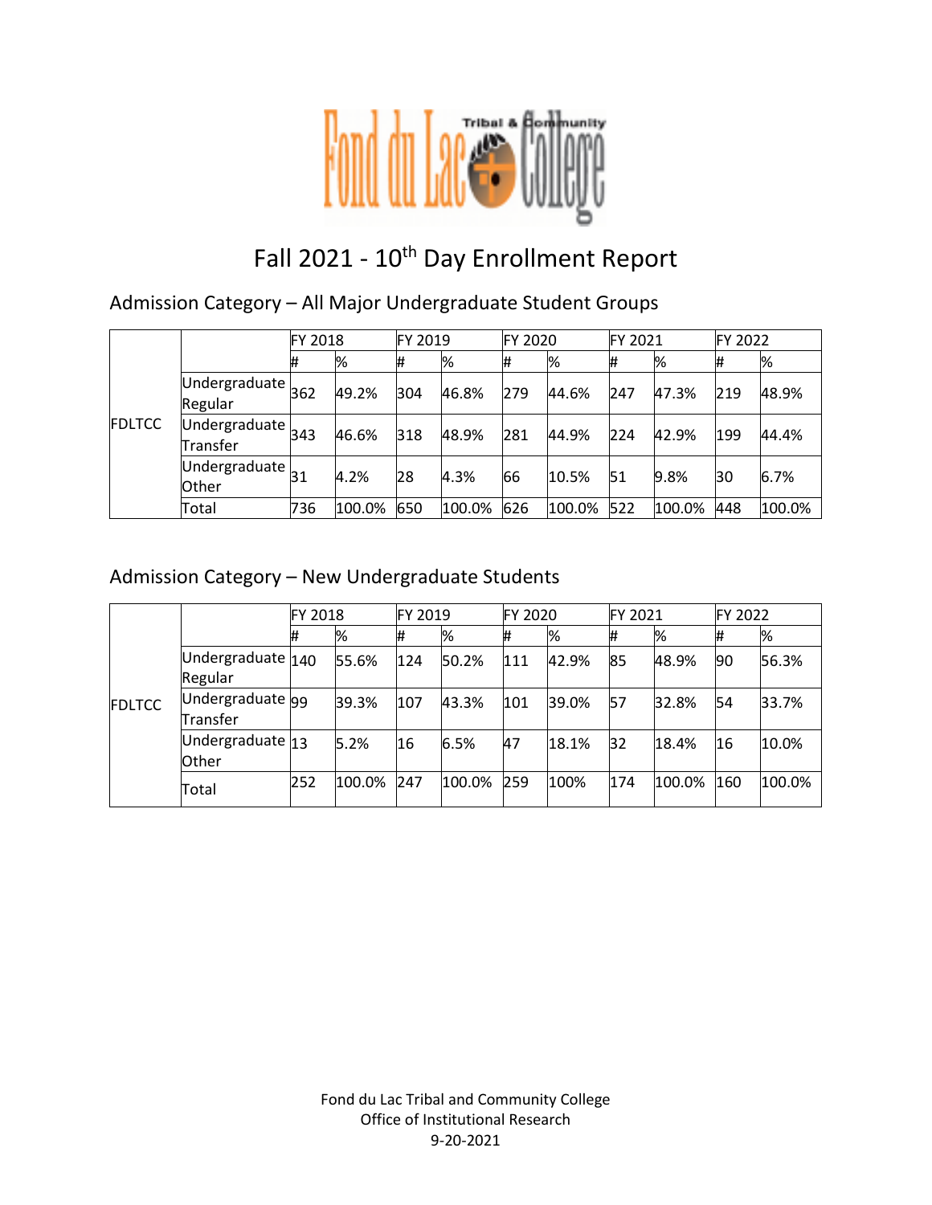# Fall 2021 - 10th Day Enrollment Report

## Admission Category – All Major Undergraduate Student Groups

| | | FY 2018 | | FY 2019 | | FY 2020 | | FY 2021 | | FY 2022 | |
|---|---|---|---|---|---|---|---|---|---|---|---|
| | | # | % | # | % | # | % | # | % | # | % |
| FDLTCC | Undergraduate Regular | 362 | 49.2% | 304 | 46.8% | 279 | 44.6% | 247 | 47.3% | 219 | 48.9% |
| | Undergraduate Transfer | 343 | 46.6% | 318 | 48.9% | 281 | 44.9% | 224 | 42.9% | 199 | 44.4% |
| | Undergraduate Other | 31 | 4.2% | 28 | 4.3% | 66 | 10.5% | 51 | 9.8% | 30 | 6.7% |
| | Total | 736 | 100.0% | 650 | 100.0% | 626 | 100.0% | 522 | 100.0% | 448 | 100.0% |

## Admission Category – New Undergraduate Students

| | | FY 2018 | | FY 2019 | | FY 2020 | | FY 2021 | | FY 2022 | |
|---|---|---|---|---|---|---|---|---|---|---|---|
| | | # | % | # | % | # | % | # | % | # | % |
| FDLTCC | Undergraduate Regular | 140 | 55.6% | 124 | 50.2% | 111 | 42.9% | 85 | 48.9% | 90 | 56.3% |
| | Undergraduate Transfer | 99 | 39.3% | 107 | 43.3% | 101 | 39.0% | 57 | 32.8% | 54 | 33.7% |
| | Undergraduate Other | 13 | 5.2% | 16 | 6.5% | 47 | 18.1% | 32 | 18.4% | 16 | 10.0% |
| | Total | 252 | 100.0% | 247 | 100.0% | 259 | 100% | 174 | 100.0% | 160 | 100.0% |

Fond du Lac Tribal and Community College
Office of Institutional Research
9-20-2021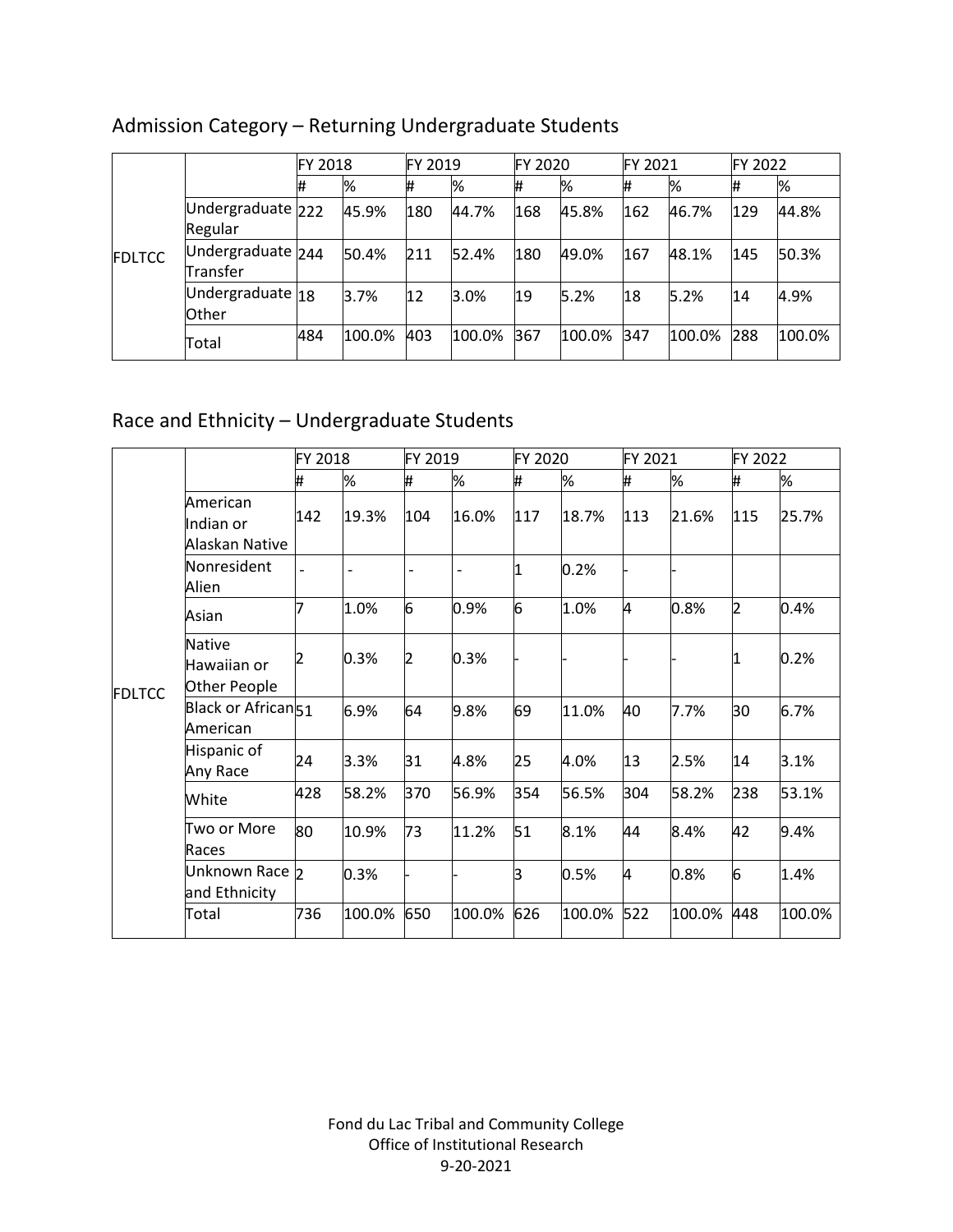## Admission Category – Returning Undergraduate Students

| | | FY 2018 | | FY 2019 | | FY 2020 | | FY 2021 | | FY 2022 | |
|---|---|---|---|---|---|---|---|---|---|---|---|
| | | # | % | # | % | # | % | # | % | # | % |
| FDLTCC | Undergraduate Regular | 222 | 45.9% | 180 | 44.7% | 168 | 45.8% | 162 | 46.7% | 129 | 44.8% |
| | Undergraduate Transfer | 244 | 50.4% | 211 | 52.4% | 180 | 49.0% | 167 | 48.1% | 145 | 50.3% |
| | Undergraduate Other | 18 | 3.7% | 12 | 3.0% | 19 | 5.2% | 18 | 5.2% | 14 | 4.9% |
| | Total | 484 | 100.0% | 403 | 100.0% | 367 | 100.0% | 347 | 100.0% | 288 | 100.0% |

## Race and Ethnicity – Undergraduate Students

| | | FY 2018 | | FY 2019 | | FY 2020 | | FY 2021 | | FY 2022 | |
|---|---|---|---|---|---|---|---|---|---|---|---|
| | | # | % | # | % | # | % | # | % | # | % |
| FDLTCC | American Indian or Alaskan Native | 142 | 19.3% | 104 | 16.0% | 117 | 18.7% | 113 | 21.6% | 115 | 25.7% |
| | Nonresident Alien | - | - | - | - | 1 | 0.2% | - | - | | |
| | Asian | 7 | 1.0% | 6 | 0.9% | 6 | 1.0% | 4 | 0.8% | 2 | 0.4% |
| | Native Hawaiian or Other People | 2 | 0.3% | 2 | 0.3% | - | - | - | - | 1 | 0.2% |
| | Black or African American | 51 | 6.9% | 64 | 9.8% | 69 | 11.0% | 40 | 7.7% | 30 | 6.7% |
| | Hispanic of Any Race | 24 | 3.3% | 31 | 4.8% | 25 | 4.0% | 13 | 2.5% | 14 | 3.1% |
| | White | 428 | 58.2% | 370 | 56.9% | 354 | 56.5% | 304 | 58.2% | 238 | 53.1% |
| | Two or More Races | 80 | 10.9% | 73 | 11.2% | 51 | 8.1% | 44 | 8.4% | 42 | 9.4% |
| | Unknown Race and Ethnicity | 2 | 0.3% | - | - | 3 | 0.5% | 4 | 0.8% | 6 | 1.4% |
| | Total | 736 | 100.0% | 650 | 100.0% | 626 | 100.0% | 522 | 100.0% | 448 | 100.0% |

Fond du Lac Tribal and Community College
Office of Institutional Research
9-20-2021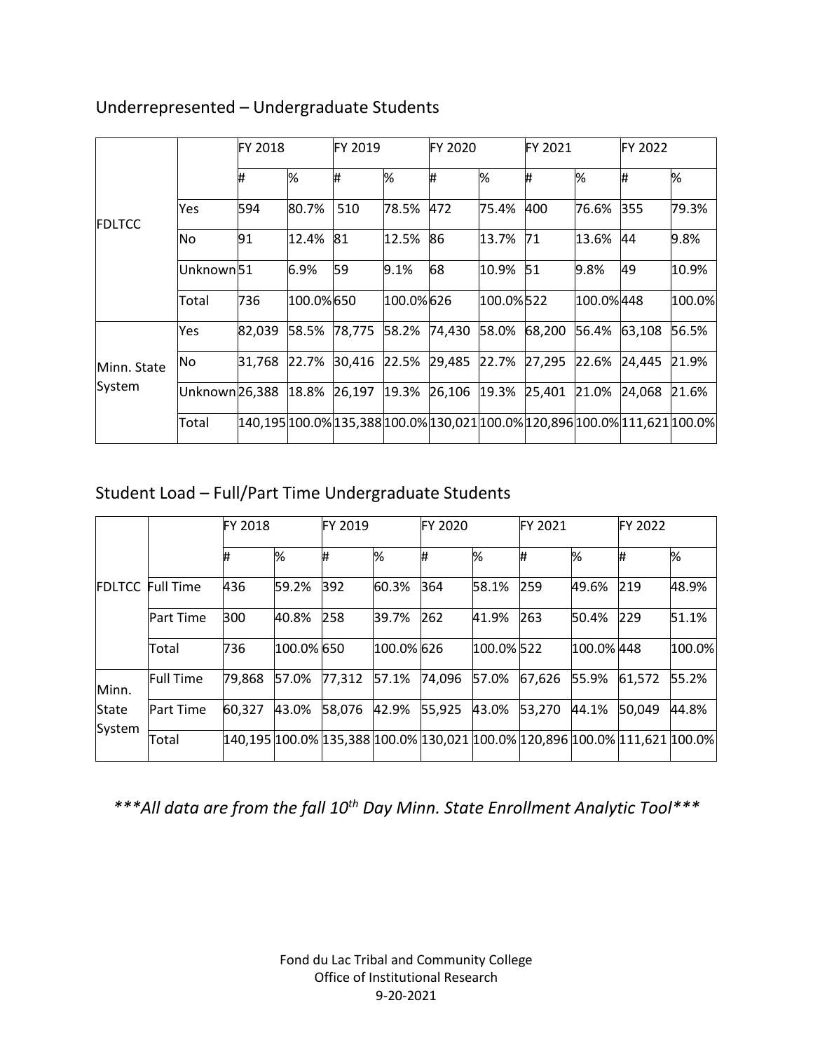## Underrepresented – Undergraduate Students

| | | FY 2018 | | FY 2019 | | FY 2020 | | FY 2021 | | FY 2022 | |
|---|---|---|---|---|---|---|---|---|---|---|---|
| | | # | % | # | % | # | % | # | % | # | % |
| FDLTCC | Yes | 594 | 80.7% | 510 | 78.5% | 472 | 75.4% | 400 | 76.6% | 355 | 79.3% |
| | No | 91 | 12.4% | 81 | 12.5% | 86 | 13.7% | 71 | 13.6% | 44 | 9.8% |
| | Unknown | 51 | 6.9% | 59 | 9.1% | 68 | 10.9% | 51 | 9.8% | 49 | 10.9% |
| | Total | 736 | 100.0% | 650 | 100.0% | 626 | 100.0% | 522 | 100.0% | 448 | 100.0% |
| Minn. State System | Yes | 82,039 | 58.5% | 78,775 | 58.2% | 74,430 | 58.0% | 68,200 | 56.4% | 63,108 | 56.5% |
| | No | 31,768 | 22.7% | 30,416 | 22.5% | 29,485 | 22.7% | 27,295 | 22.6% | 24,445 | 21.9% |
| | Unknown | 26,388 | 18.8% | 26,197 | 19.3% | 26,106 | 19.3% | 25,401 | 21.0% | 24,068 | 21.6% |
| | Total | 140,195 | 100.0% | 135,388 | 100.0% | 130,021 | 100.0% | 120,896 | 100.0% | 111,621 | 100.0% |

## Student Load – Full/Part Time Undergraduate Students

| | | FY 2018 | | FY 2019 | | FY 2020 | | FY 2021 | | FY 2022 | |
|---|---|---|---|---|---|---|---|---|---|---|---|
| | | # | % | # | % | # | % | # | % | # | % |
| FDLTCC | Full Time | 436 | 59.2% | 392 | 60.3% | 364 | 58.1% | 259 | 49.6% | 219 | 48.9% |
| | Part Time | 300 | 40.8% | 258 | 39.7% | 262 | 41.9% | 263 | 50.4% | 229 | 51.1% |
| | Total | 736 | 100.0% | 650 | 100.0% | 626 | 100.0% | 522 | 100.0% | 448 | 100.0% |
| Minn. State System | Full Time | 79,868 | 57.0% | 77,312 | 57.1% | 74,096 | 57.0% | 67,626 | 55.9% | 61,572 | 55.2% |
| | Part Time | 60,327 | 43.0% | 58,076 | 42.9% | 55,925 | 43.0% | 53,270 | 44.1% | 50,049 | 44.8% |
| | Total | 140,195 | 100.0% | 135,388 | 100.0% | 130,021 | 100.0% | 120,896 | 100.0% | 111,621 | 100.0% |

****All data are from the fall 10th Day Minn. State Enrollment Analytic Tool****

Fond du Lac Tribal and Community College
Office of Institutional Research
9-20-2021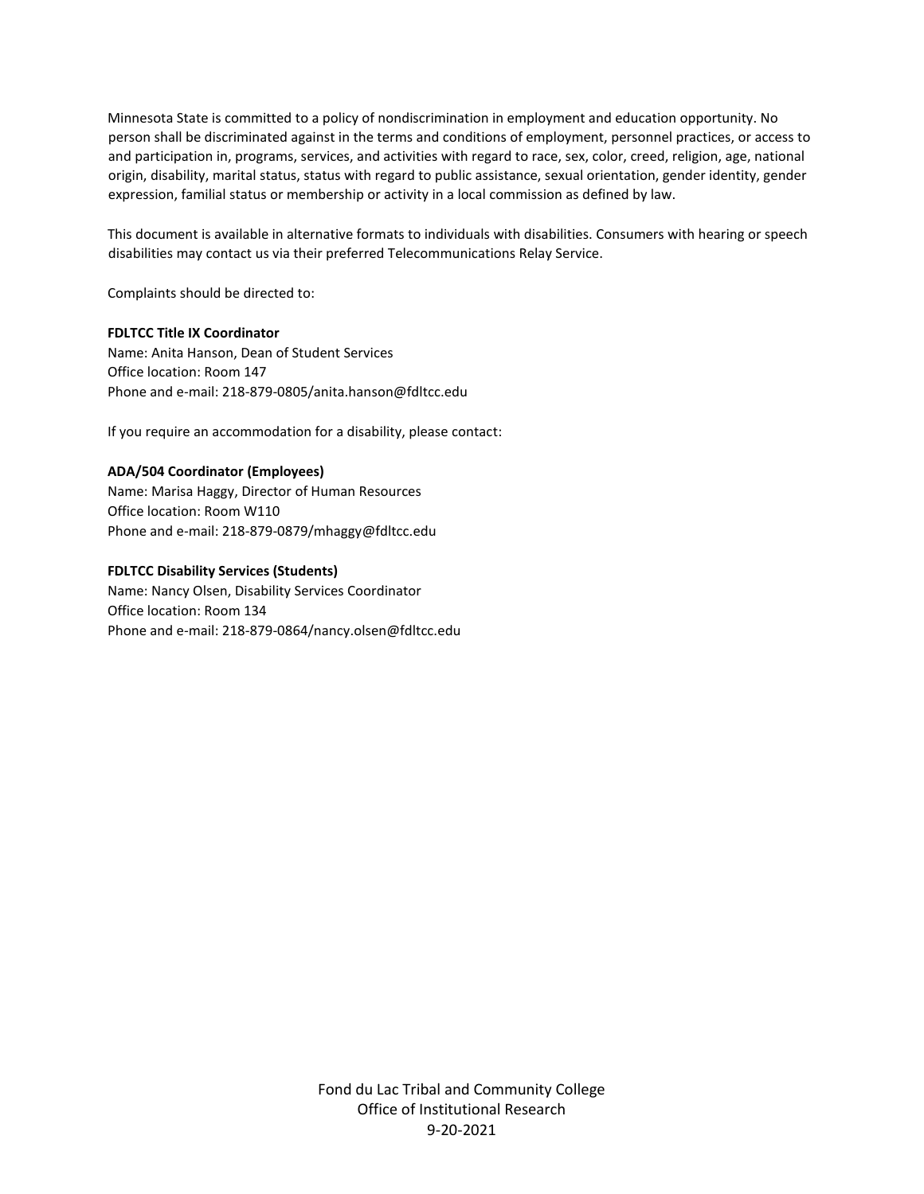Minnesota State is committed to a policy of nondiscrimination in employment and education opportunity. No person shall be discriminated against in the terms and conditions of employment, personnel practices, or access to and participation in, programs, services, and activities with regard to race, sex, color, creed, religion, age, national origin, disability, marital status, status with regard to public assistance, sexual orientation, gender identity, gender expression, familial status or membership or activity in a local commission as defined by law.

This document is available in alternative formats to individuals with disabilities. Consumers with hearing or speech disabilities may contact us via their preferred Telecommunications Relay Service.

Complaints should be directed to:

**FDLTCC Title IX Coordinator**
Name: Anita Hanson, Dean of Student Services
Office location: Room 147
Phone and e-mail: 218-879-0805/anita.hanson@fdltcc.edu

If you require an accommodation for a disability, please contact:

**ADA/504 Coordinator (Employees)**
Name: Marisa Haggy, Director of Human Resources
Office location: Room W110
Phone and e-mail: 218-879-0879/mhaggy@fdltcc.edu

**FDLTCC Disability Services (Students)**
Name: Nancy Olsen, Disability Services Coordinator
Office location: Room 134
Phone and e-mail: 218-879-0864/nancy.olsen@fdltcc.edu

Fond du Lac Tribal and Community College
Office of Institutional Research
9-20-2021